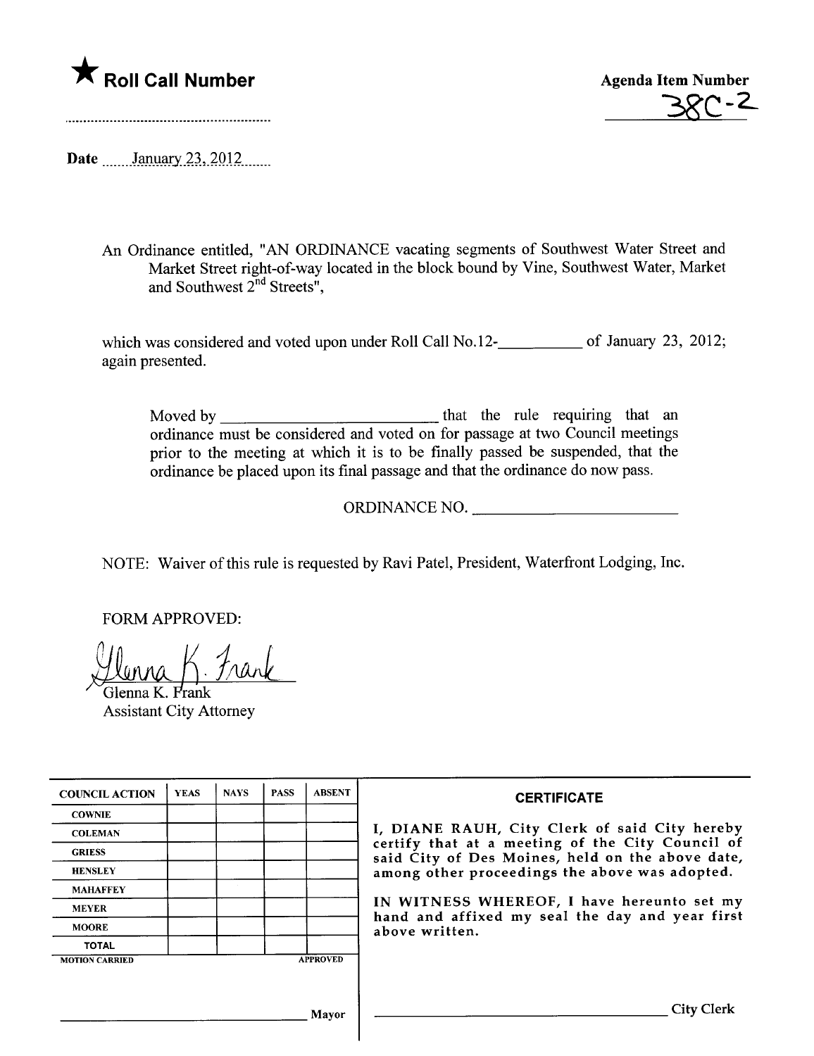★ **Roll Call Number**

..........................................................

**Agenda Item Number**

38C-2

Date ......January 23, 2012......

An Ordinance entitled, "AN ORDINANCE vacating segments of Southwest Water Street and Market Street right-of-way located in the block bound by Vine, Southwest Water, Market and Southwest 2nd Streets",

which was considered and voted upon under Roll Call No.12-__________ of January 23, 2012; again presented.

Moved by __________________________ that the rule requiring that an ordinance must be considered and voted on for passage at two Council meetings prior to the meeting at which it is to be finally passed be suspended, that the ordinance be placed upon its final passage and that the ordinance do now pass.

ORDINANCE NO. __________________________

NOTE: Waiver of this rule is requested by Ravi Patel, President, Waterfront Lodging, Inc.

FORM APPROVED:

Glenna K. Frank
Glenna K. Frank
Assistant City Attorney

| COUNCIL ACTION | YEAS | NAYS | PASS | ABSENT |
| --- | --- | --- | --- | --- |
| COWNIE | | | | |
| COLEMAN | | | | |
| GRIESS | | | | |
| HENSLEY | | | | |
| MAHAFFEY | | | | |
| MEYER | | | | |
| MOORE | | | | |
| TOTAL | | | | |

MOTION CARRIED APPROVED

__________________________ Mayor

**CERTIFICATE**

I, DIANE RAUH, City Clerk of said City hereby certify that at a meeting of the City Council of said City of Des Moines, held on the above date, among other proceedings the above was adopted.

IN WITNESS WHEREOF, I have hereunto set my hand and affixed my seal the day and year first above written.

__________________________ City Clerk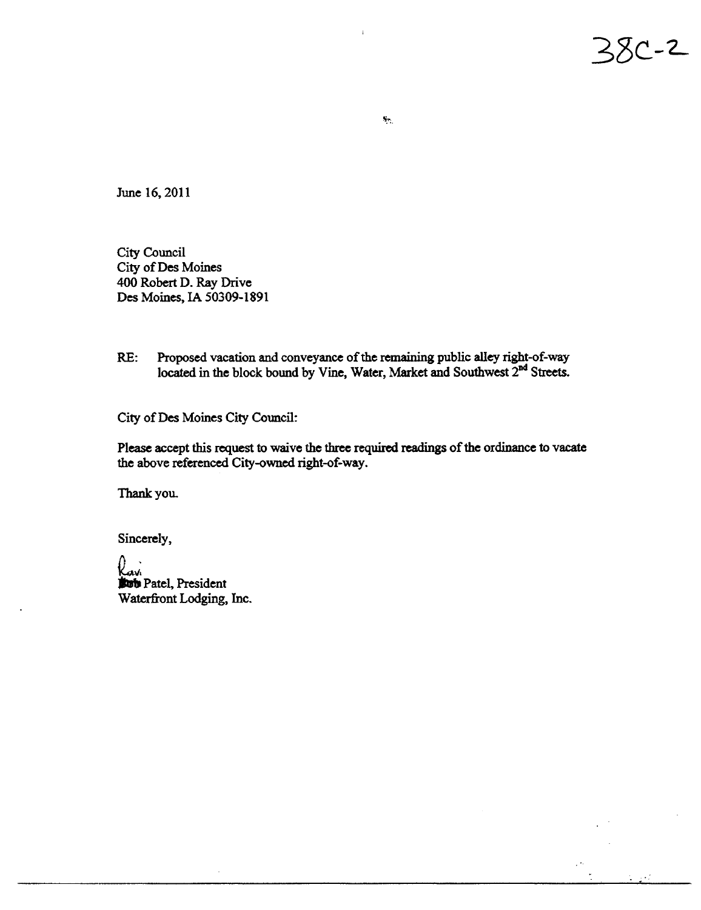38C-2

June 16, 2011

City Council
City of Des Moines
400 Robert D. Ray Drive
Des Moines, IA 50309-1891

RE: Proposed vacation and conveyance of the remaining public alley right-of-way located in the block bound by Vine, Water, Market and Southwest 2nd Streets.

City of Des Moines City Council:

Please accept this request to waive the three required readings of the ordinance to vacate the above referenced City-owned right-of-way.

Thank you.

Sincerely,

Ravi Patel, President
Waterfront Lodging, Inc.